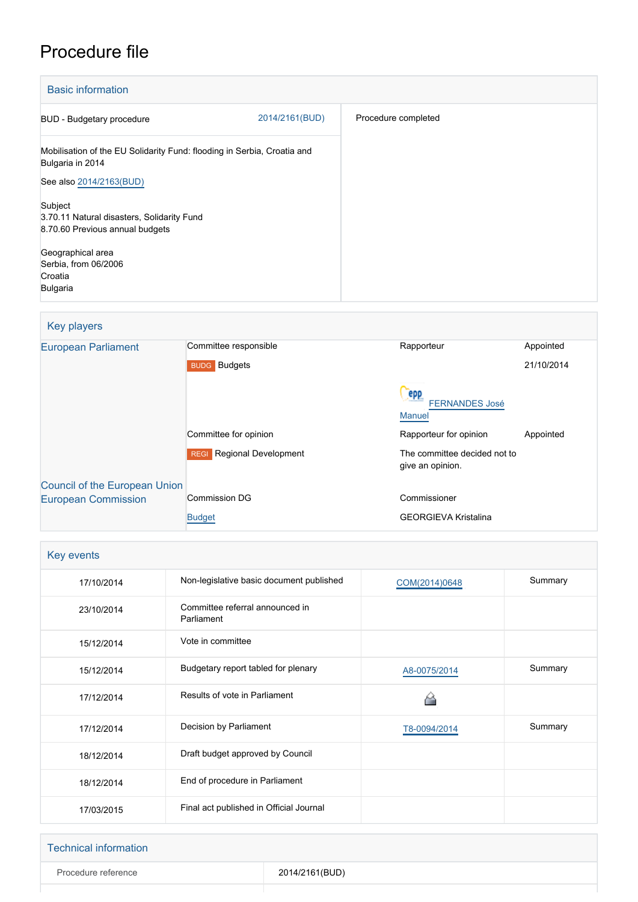# Procedure file

## Basic information

| | | |
|---|---|---|
| BUD - Budgetary procedure | 2014/2161(BUD) | Procedure completed |
| Mobilisation of the EU Solidarity Fund: flooding in Serbia, Croatia and Bulgaria in 2014<br><br>See also 2014/2163(BUD)<br><br>Subject<br>3.70.11 Natural disasters, Solidarity Fund<br>8.70.60 Previous annual budgets<br><br>Geographical area<br>Serbia, from 06/2006<br>Croatia<br>Bulgaria | | |

## Key players

| | | | |
|---|---|---|---|
| European Parliament | Committee responsible | Rapporteur | Appointed |
| | BUDG Budgets | EPP FERNANDES José Manuel | 21/10/2014 |
| | Committee for opinion | Rapporteur for opinion | Appointed |
| | REGI Regional Development | The committee decided not to give an opinion. | |
| Council of the European Union | | | |
| European Commission | Commission DG | Commissioner | |
| | Budget | GEORGIEVA Kristalina | |

## Key events

| | | | |
|---|---|---|---|
| 17/10/2014 | Non-legislative basic document published | COM(2014)0648 | Summary |
| 23/10/2014 | Committee referral announced in Parliament | | |
| 15/12/2014 | Vote in committee | | |
| 15/12/2014 | Budgetary report tabled for plenary | A8-0075/2014 | Summary |
| 17/12/2014 | Results of vote in Parliament | | |
| 17/12/2014 | Decision by Parliament | T8-0094/2014 | Summary |
| 18/12/2014 | Draft budget approved by Council | | |
| 18/12/2014 | End of procedure in Parliament | | |
| 17/03/2015 | Final act published in Official Journal | | |

## Technical information

| | |
|---|---|
| Procedure reference | 2014/2161(BUD) |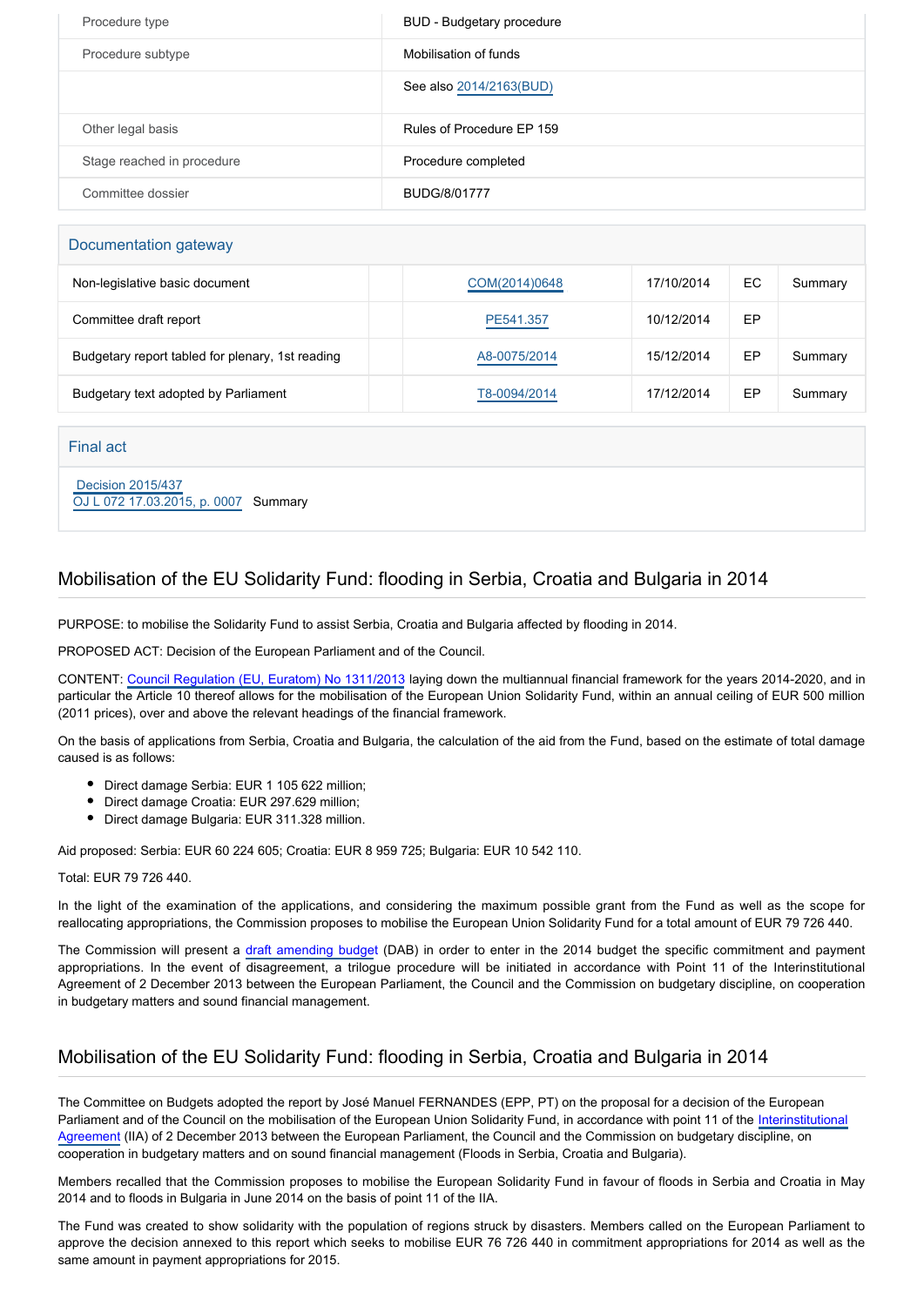| | |
|---|---|
| Procedure type | BUD - Budgetary procedure |
| Procedure subtype | Mobilisation of funds |
| | See also 2014/2163(BUD) |
| Other legal basis | Rules of Procedure EP 159 |
| Stage reached in procedure | Procedure completed |
| Committee dossier | BUDG/8/01777 |

## Documentation gateway

| | | | | | |
|---|---|---|---|---|---|
| Non-legislative basic document | | COM(2014)0648 | 17/10/2014 | EC | Summary |
| Committee draft report | | PE541.357 | 10/12/2014 | EP | |
| Budgetary report tabled for plenary, 1st reading | | A8-0075/2014 | 15/12/2014 | EP | Summary |
| Budgetary text adopted by Parliament | | T8-0094/2014 | 17/12/2014 | EP | Summary |

## Final act

Decision 2015/437
OJ L 072 17.03.2015, p. 0007 Summary

## Mobilisation of the EU Solidarity Fund: flooding in Serbia, Croatia and Bulgaria in 2014

PURPOSE: to mobilise the Solidarity Fund to assist Serbia, Croatia and Bulgaria affected by flooding in 2014.

PROPOSED ACT: Decision of the European Parliament and of the Council.

CONTENT: Council Regulation (EU, Euratom) No 1311/2013 laying down the multiannual financial framework for the years 2014-2020, and in particular the Article 10 thereof allows for the mobilisation of the European Union Solidarity Fund, within an annual ceiling of EUR 500 million (2011 prices), over and above the relevant headings of the financial framework.

On the basis of applications from Serbia, Croatia and Bulgaria, the calculation of the aid from the Fund, based on the estimate of total damage caused is as follows:

- Direct damage Serbia: EUR 1 105 622 million;
- Direct damage Croatia: EUR 297.629 million;
- Direct damage Bulgaria: EUR 311.328 million.

Aid proposed: Serbia: EUR 60 224 605; Croatia: EUR 8 959 725; Bulgaria: EUR 10 542 110.

Total: EUR 79 726 440.

In the light of the examination of the applications, and considering the maximum possible grant from the Fund as well as the scope for reallocating appropriations, the Commission proposes to mobilise the European Union Solidarity Fund for a total amount of EUR 79 726 440.

The Commission will present a draft amending budget (DAB) in order to enter in the 2014 budget the specific commitment and payment appropriations. In the event of disagreement, a trilogue procedure will be initiated in accordance with Point 11 of the Interinstitutional Agreement of 2 December 2013 between the European Parliament, the Council and the Commission on budgetary discipline, on cooperation in budgetary matters and sound financial management.

## Mobilisation of the EU Solidarity Fund: flooding in Serbia, Croatia and Bulgaria in 2014

The Committee on Budgets adopted the report by José Manuel FERNANDES (EPP, PT) on the proposal for a decision of the European Parliament and of the Council on the mobilisation of the European Union Solidarity Fund, in accordance with point 11 of the Interinstitutional Agreement (IIA) of 2 December 2013 between the European Parliament, the Council and the Commission on budgetary discipline, on cooperation in budgetary matters and on sound financial management (Floods in Serbia, Croatia and Bulgaria).

Members recalled that the Commission proposes to mobilise the European Solidarity Fund in favour of floods in Serbia and Croatia in May 2014 and to floods in Bulgaria in June 2014 on the basis of point 11 of the IIA.

The Fund was created to show solidarity with the population of regions struck by disasters. Members called on the European Parliament to approve the decision annexed to this report which seeks to mobilise EUR 76 726 440 in commitment appropriations for 2014 as well as the same amount in payment appropriations for 2015.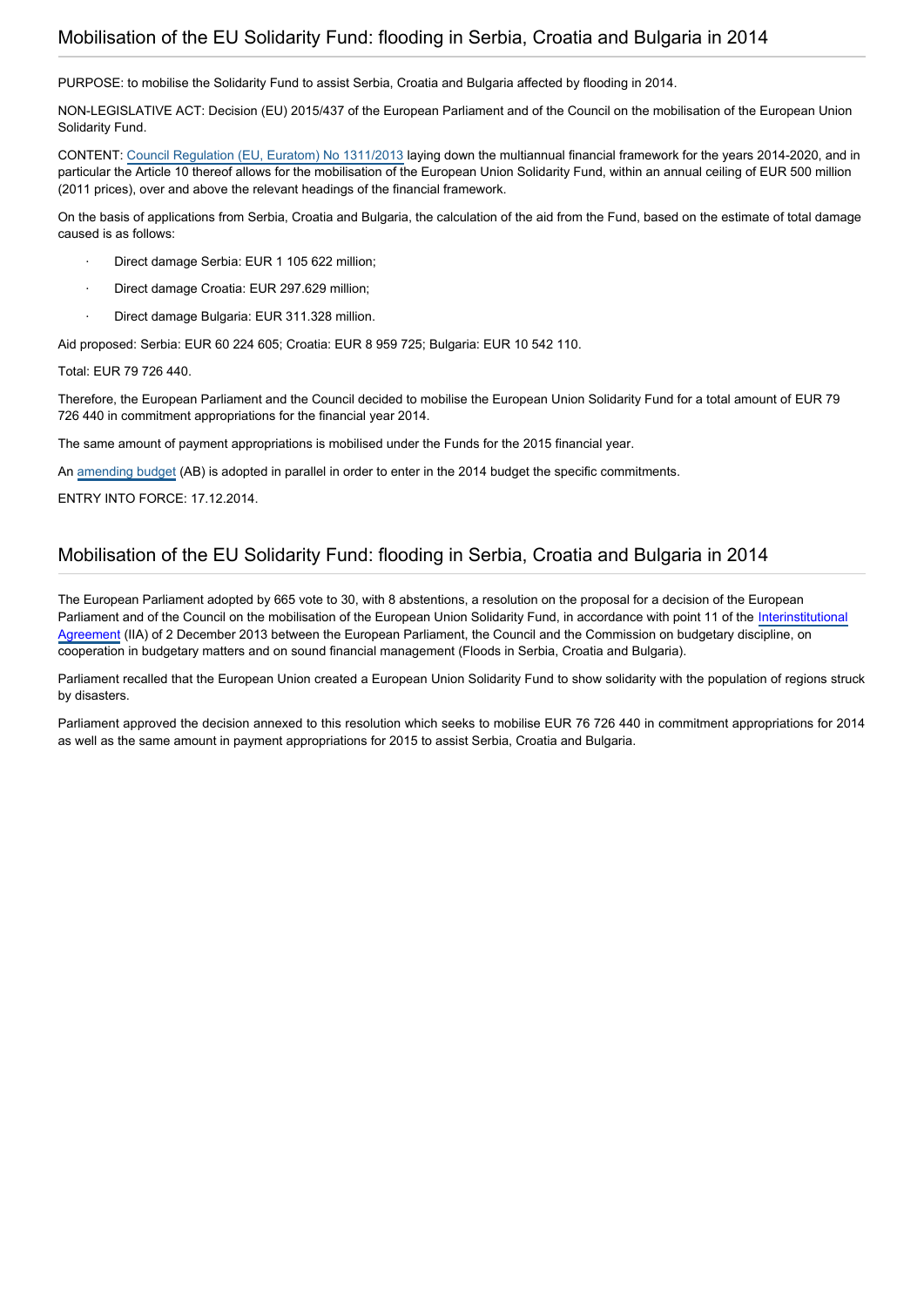## Mobilisation of the EU Solidarity Fund: flooding in Serbia, Croatia and Bulgaria in 2014

PURPOSE: to mobilise the Solidarity Fund to assist Serbia, Croatia and Bulgaria affected by flooding in 2014.

NON-LEGISLATIVE ACT: Decision (EU) 2015/437 of the European Parliament and of the Council on the mobilisation of the European Union Solidarity Fund.

CONTENT: Council Regulation (EU, Euratom) No 1311/2013 laying down the multiannual financial framework for the years 2014-2020, and in particular the Article 10 thereof allows for the mobilisation of the European Union Solidarity Fund, within an annual ceiling of EUR 500 million (2011 prices), over and above the relevant headings of the financial framework.

On the basis of applications from Serbia, Croatia and Bulgaria, the calculation of the aid from the Fund, based on the estimate of total damage caused is as follows:

- Direct damage Serbia: EUR 1 105 622 million;
- Direct damage Croatia: EUR 297.629 million;
- Direct damage Bulgaria: EUR 311.328 million.

Aid proposed: Serbia: EUR 60 224 605; Croatia: EUR 8 959 725; Bulgaria: EUR 10 542 110.

Total: EUR 79 726 440.

Therefore, the European Parliament and the Council decided to mobilise the European Union Solidarity Fund for a total amount of EUR 79 726 440 in commitment appropriations for the financial year 2014.

The same amount of payment appropriations is mobilised under the Funds for the 2015 financial year.

An amending budget (AB) is adopted in parallel in order to enter in the 2014 budget the specific commitments.

ENTRY INTO FORCE: 17.12.2014.

## Mobilisation of the EU Solidarity Fund: flooding in Serbia, Croatia and Bulgaria in 2014

The European Parliament adopted by 665 vote to 30, with 8 abstentions, a resolution on the proposal for a decision of the European Parliament and of the Council on the mobilisation of the European Union Solidarity Fund, in accordance with point 11 of the Interinstitutional Agreement (IIA) of 2 December 2013 between the European Parliament, the Council and the Commission on budgetary discipline, on cooperation in budgetary matters and on sound financial management (Floods in Serbia, Croatia and Bulgaria).

Parliament recalled that the European Union created a European Union Solidarity Fund to show solidarity with the population of regions struck by disasters.

Parliament approved the decision annexed to this resolution which seeks to mobilise EUR 76 726 440 in commitment appropriations for 2014 as well as the same amount in payment appropriations for 2015 to assist Serbia, Croatia and Bulgaria.